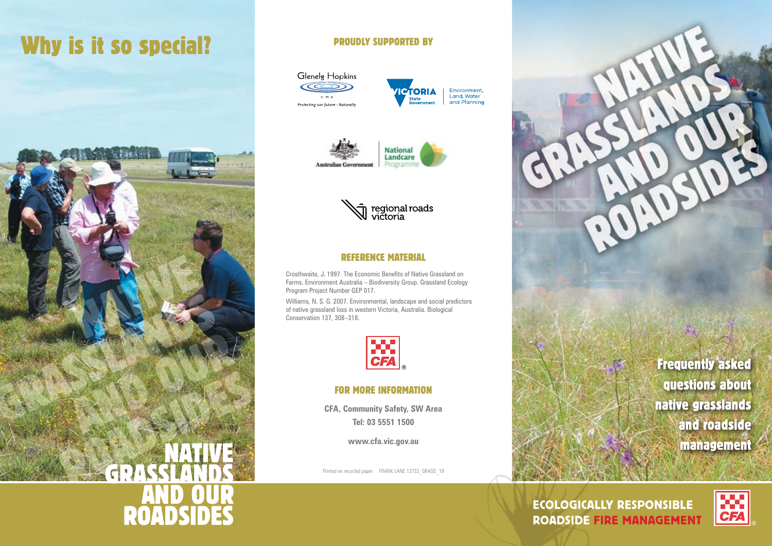# Why is it so special?

NATIVE GRASSLANDS AND OUR ROADSIDES

## PROUDLY SUPPORTED BY

Glenelg Hopkins CMA
*Protecting our future - Naturally*

VICTORIA State Government | Environment, Land, Water and Planning

Australian Government | National Landcare Programme

regional roads victoria

## REFERENCE MATERIAL

Crosthwaite, J. 1997. The Economic Benefits of Native Grassland on Farms. Environment Australia – Biodiversity Group. Grassland Ecology Program Project Number GEP 017.

Williams, N. S. G. 2007. Environmental, landscape and social predictors of native grassland loss in western Victoria, Australia. Biological Conservation 137, 308–318.

CFA®

## FOR MORE INFORMATION

**CFA, Community Safety, SW Area**

**Tel: 03 5551 1500**

**www.cfa.vic.gov.au**

Printed on recycled paper FRANK LANE 13733_GRASS_19

# NATIVE GRASSLANDS AND OUR ROADSIDES

## Frequently asked questions about native grasslands and roadside management

**ECOLOGICALLY RESPONSIBLE ROADSIDE FIRE MANAGEMENT**

CFA®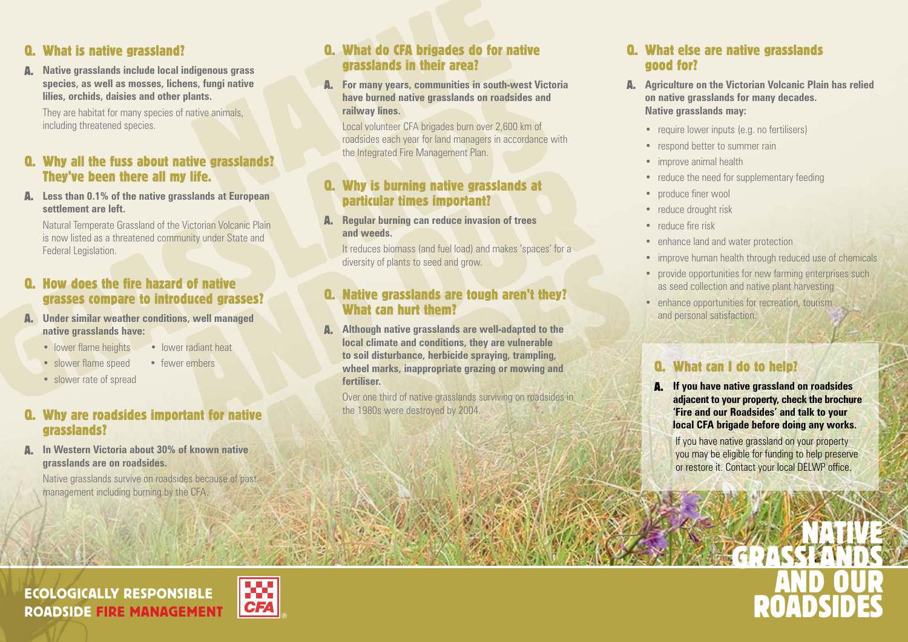## Q. What is native grassland?

**A. Native grasslands include local indigenous grass species, as well as mosses, lichens, fungi native lilies, orchids, daisies and other plants.**

They are habitat for many species of native animals, including threatened species.

## Q. Why all the fuss about native grasslands? They've been there all my life.

**A. Less than 0.1% of the native grasslands at European settlement are left.**

Natural Temperate Grassland of the Victorian Volcanic Plain is now listed as a threatened community under State and Federal Legislation.

## Q. How does the fire hazard of native grasses compare to introduced grasses?

**A. Under similar weather conditions, well managed native grasslands have:**

- lower flame heights
- slower flame speed
- slower rate of spread
- lower radiant heat
- fewer embers

## Q. Why are roadsides important for native grasslands?

**A. In Western Victoria about 30% of known native grasslands are on roadsides.**

Native grasslands survive on roadsides because of past management including burning by the CFA.

## Q. What do CFA brigades do for native grasslands in their area?

**A. For many years, communities in south-west Victoria have burned native grasslands on roadsides and railway lines.**

Local volunteer CFA brigades burn over 2,600 km of roadsides each year for land managers in accordance with the Integrated Fire Management Plan.

## Q. Why is burning native grasslands at particular times important?

**A. Regular burning can reduce invasion of trees and weeds.**

It reduces biomass (and fuel load) and makes 'spaces' for a diversity of plants to seed and grow.

## Q. Native grasslands are tough aren't they? What can hurt them?

**A. Although native grasslands are well-adapted to the local climate and conditions, they are vulnerable to soil disturbance, herbicide spraying, trampling, wheel marks, inappropriate grazing or mowing and fertiliser.**

Over one third of native grasslands surviving on roadsides in the 1980s were destroyed by 2004.

## Q. What else are native grasslands good for?

**A. Agriculture on the Victorian Volcanic Plain has relied on native grasslands for many decades. Native grasslands may:**

- require lower inputs (e.g. no fertilisers)
- respond better to summer rain
- improve animal health
- reduce the need for supplementary feeding
- produce finer wool
- reduce drought risk
- reduce fire risk
- enhance land and water protection
- improve human health through reduced use of chemicals
- provide opportunities for new farming enterprises such as seed collection and native plant harvesting
- enhance opportunities for recreation, tourism and personal satisfaction.

## Q. What can I do to help?

**A. If you have native grassland on roadsides adjacent to your property, check the brochure 'Fire and our Roadsides' and talk to your local CFA brigade before doing any works.**

If you have native grassland on your property you may be eligible for funding to help preserve or restore it. Contact your local DELWP office.

# NATIVE GRASSLANDS AND OUR ROADSIDES

**ECOLOGICALLY RESPONSIBLE ROADSIDE FIRE MANAGEMENT**

CFA®